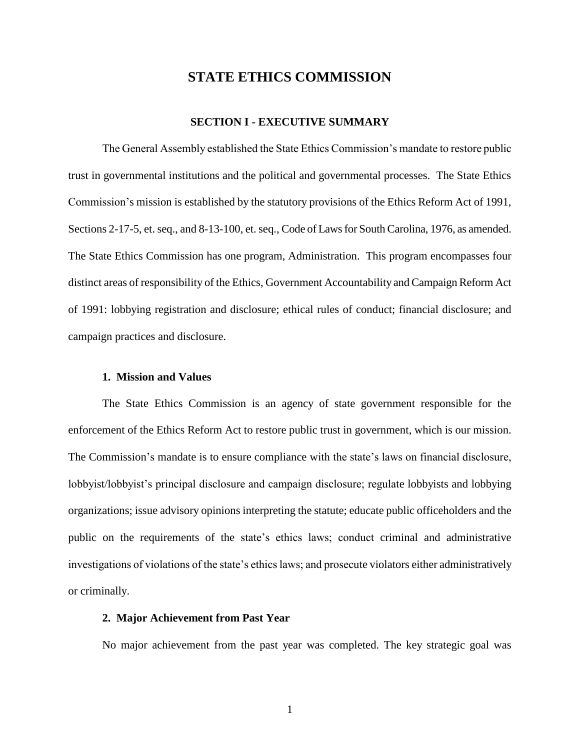# STATE ETHICS COMMISSION

## SECTION I - EXECUTIVE SUMMARY

The General Assembly established the State Ethics Commission's mandate to restore public trust in governmental institutions and the political and governmental processes. The State Ethics Commission's mission is established by the statutory provisions of the Ethics Reform Act of 1991, Sections 2-17-5, et. seq., and 8-13-100, et. seq., Code of Laws for South Carolina, 1976, as amended. The State Ethics Commission has one program, Administration. This program encompasses four distinct areas of responsibility of the Ethics, Government Accountability and Campaign Reform Act of 1991: lobbying registration and disclosure; ethical rules of conduct; financial disclosure; and campaign practices and disclosure.

### 1. Mission and Values

The State Ethics Commission is an agency of state government responsible for the enforcement of the Ethics Reform Act to restore public trust in government, which is our mission. The Commission's mandate is to ensure compliance with the state's laws on financial disclosure, lobbyist/lobbyist's principal disclosure and campaign disclosure; regulate lobbyists and lobbying organizations; issue advisory opinions interpreting the statute; educate public officeholders and the public on the requirements of the state's ethics laws; conduct criminal and administrative investigations of violations of the state's ethics laws; and prosecute violators either administratively or criminally.

### 2. Major Achievement from Past Year

No major achievement from the past year was completed. The key strategic goal was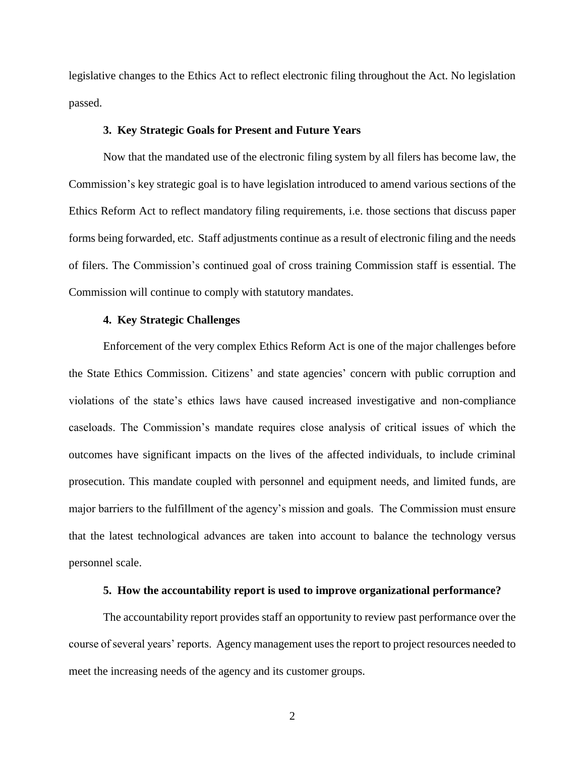legislative changes to the Ethics Act to reflect electronic filing throughout the Act. No legislation passed.

### 3. Key Strategic Goals for Present and Future Years

Now that the mandated use of the electronic filing system by all filers has become law, the Commission's key strategic goal is to have legislation introduced to amend various sections of the Ethics Reform Act to reflect mandatory filing requirements, i.e. those sections that discuss paper forms being forwarded, etc. Staff adjustments continue as a result of electronic filing and the needs of filers. The Commission's continued goal of cross training Commission staff is essential. The Commission will continue to comply with statutory mandates.

### 4. Key Strategic Challenges

Enforcement of the very complex Ethics Reform Act is one of the major challenges before the State Ethics Commission. Citizens' and state agencies' concern with public corruption and violations of the state's ethics laws have caused increased investigative and non-compliance caseloads. The Commission's mandate requires close analysis of critical issues of which the outcomes have significant impacts on the lives of the affected individuals, to include criminal prosecution. This mandate coupled with personnel and equipment needs, and limited funds, are major barriers to the fulfillment of the agency's mission and goals. The Commission must ensure that the latest technological advances are taken into account to balance the technology versus personnel scale.

### 5. How the accountability report is used to improve organizational performance?

The accountability report provides staff an opportunity to review past performance over the course of several years' reports. Agency management uses the report to project resources needed to meet the increasing needs of the agency and its customer groups.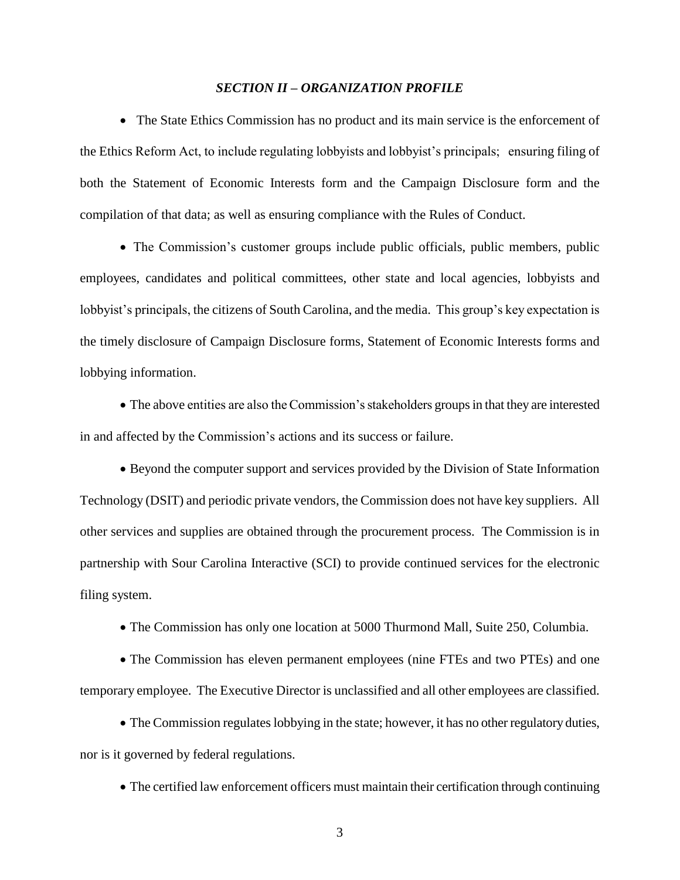### *SECTION II – ORGANIZATION PROFILE*

- The State Ethics Commission has no product and its main service is the enforcement of the Ethics Reform Act, to include regulating lobbyists and lobbyist's principals; ensuring filing of both the Statement of Economic Interests form and the Campaign Disclosure form and the compilation of that data; as well as ensuring compliance with the Rules of Conduct.

- The Commission's customer groups include public officials, public members, public employees, candidates and political committees, other state and local agencies, lobbyists and lobbyist's principals, the citizens of South Carolina, and the media. This group's key expectation is the timely disclosure of Campaign Disclosure forms, Statement of Economic Interests forms and lobbying information.

- The above entities are also the Commission's stakeholders groups in that they are interested in and affected by the Commission's actions and its success or failure.

- Beyond the computer support and services provided by the Division of State Information Technology (DSIT) and periodic private vendors, the Commission does not have key suppliers. All other services and supplies are obtained through the procurement process. The Commission is in partnership with Sour Carolina Interactive (SCI) to provide continued services for the electronic filing system.

- The Commission has only one location at 5000 Thurmond Mall, Suite 250, Columbia.

- The Commission has eleven permanent employees (nine FTEs and two PTEs) and one temporary employee. The Executive Director is unclassified and all other employees are classified.

- The Commission regulates lobbying in the state; however, it has no other regulatory duties, nor is it governed by federal regulations.

- The certified law enforcement officers must maintain their certification through continuing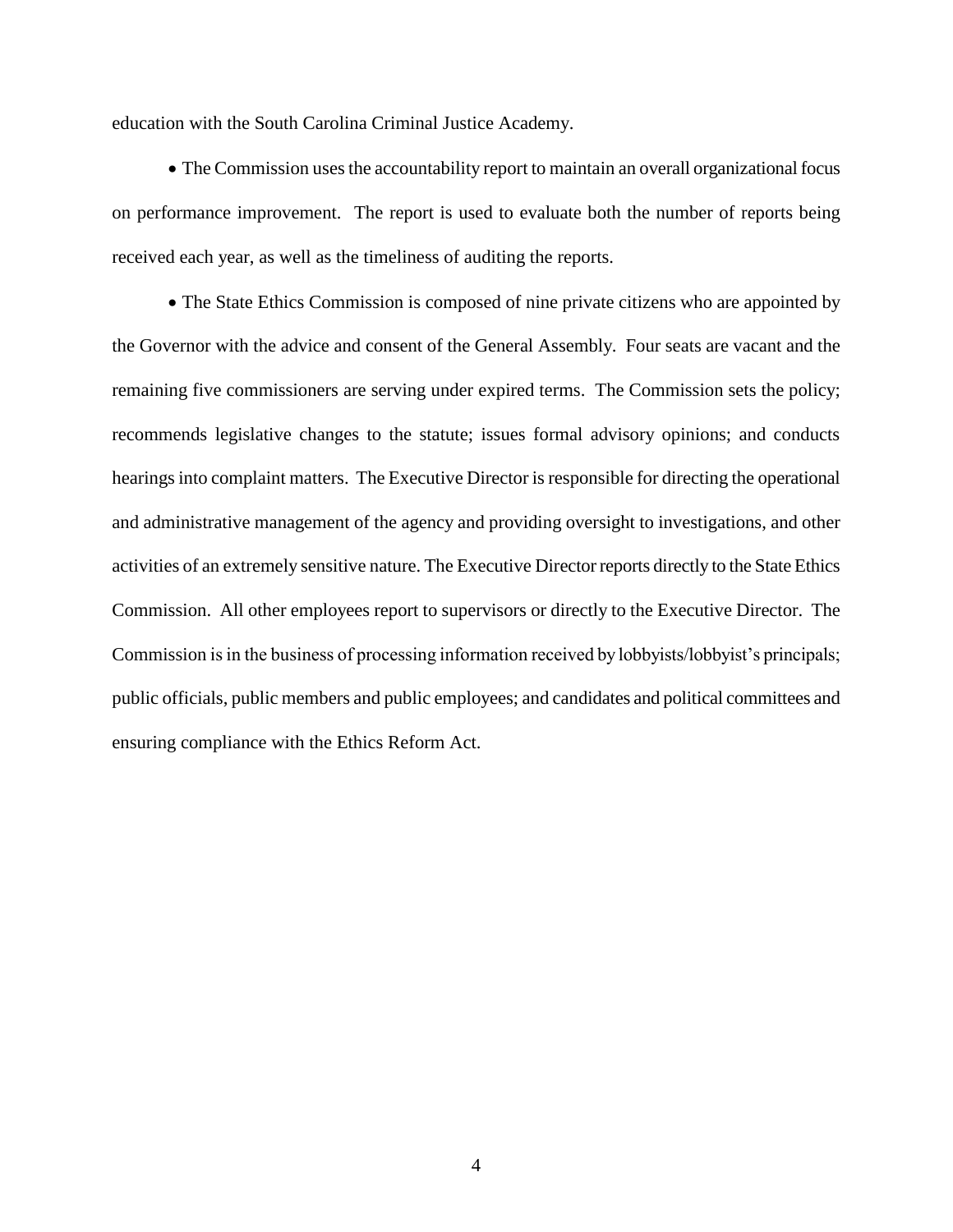education with the South Carolina Criminal Justice Academy.

- The Commission uses the accountability report to maintain an overall organizational focus on performance improvement. The report is used to evaluate both the number of reports being received each year, as well as the timeliness of auditing the reports.

- The State Ethics Commission is composed of nine private citizens who are appointed by the Governor with the advice and consent of the General Assembly. Four seats are vacant and the remaining five commissioners are serving under expired terms. The Commission sets the policy; recommends legislative changes to the statute; issues formal advisory opinions; and conducts hearings into complaint matters. The Executive Director is responsible for directing the operational and administrative management of the agency and providing oversight to investigations, and other activities of an extremely sensitive nature. The Executive Director reports directly to the State Ethics Commission. All other employees report to supervisors or directly to the Executive Director. The Commission is in the business of processing information received by lobbyists/lobbyist's principals; public officials, public members and public employees; and candidates and political committees and ensuring compliance with the Ethics Reform Act.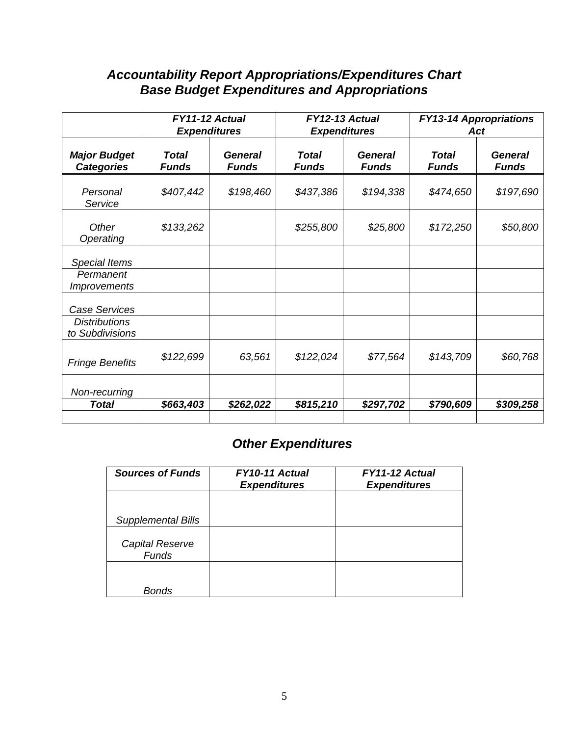## *Accountability Report Appropriations/Expenditures Chart*
## *Base Budget Expenditures and Appropriations*

| | *FY11-12 Actual Expenditures* | | *FY12-13 Actual Expenditures* | | *FY13-14 Appropriations Act* | |
|---|---|---|---|---|---|---|
| ***Major Budget Categories*** | ***Total Funds*** | ***General Funds*** | ***Total Funds*** | ***General Funds*** | ***Total Funds*** | ***General Funds*** |
| *Personal Service* | *$407,442* | *$198,460* | *$437,386* | *$194,338* | *$474,650* | *$197,690* |
| *Other Operating* | *$133,262* | | *$255,800* | *$25,800* | *$172,250* | *$50,800* |
| *Special Items* | | | | | | |
| *Permanent Improvements* | | | | | | |
| *Case Services* | | | | | | |
| *Distributions to Subdivisions* | | | | | | |
| *Fringe Benefits* | *$122,699* | *63,561* | *$122,024* | *$77,564* | *$143,709* | *$60,768* |
| *Non-recurring* | | | | | | |
| ***Total*** | ***$663,403*** | ***$262,022*** | ***$815,210*** | ***$297,702*** | ***$790,609*** | ***$309,258*** |
| | | | | | | |

## *Other Expenditures*

| *Sources of Funds* | *FY10-11 Actual Expenditures* | *FY11-12 Actual Expenditures* |
|---|---|---|
| *Supplemental Bills* | | |
| *Capital Reserve Funds* | | |
| *Bonds* | | |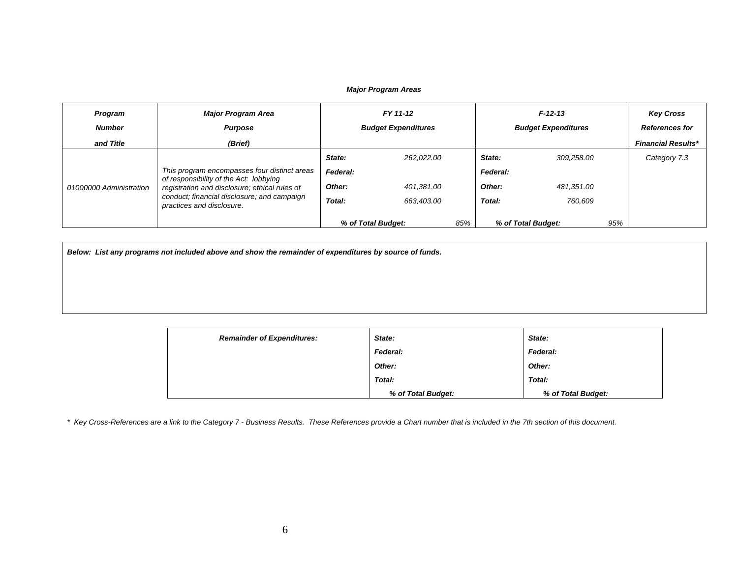***Major Program Areas***

| *Program Number and Title* | *Major Program Area Purpose (Brief)* | *FY 11-12 Budget Expenditures* | | *F-12-13 Budget Expenditures* | | *Key Cross References for Financial Results** |
|---|---|---|---|---|---|---|
| *01000000 Administration* | *This program encompasses four distinct areas of responsibility of the Act: lobbying registration and disclosure; ethical rules of conduct; financial disclosure; and campaign practices and disclosure.* | ***State:*** | *262,022.00* | ***State:*** | *309,258.00* | *Category 7.3* |
| | | ***Federal:*** | | ***Federal:*** | | |
| | | ***Other:*** | *401,381.00* | ***Other:*** | *481,351.00* | |
| | | ***Total:*** | *663,403.00* | ***Total:*** | *760,609* | |
| | | ***% of Total Budget:*** | *85%* | ***% of Total Budget:*** | *95%* | |

***Below: List any programs not included above and show the remainder of expenditures by source of funds.***

| ***Remainder of Expenditures:*** | ***State:*** | ***State:*** |
|---|---|---|
| | ***Federal:*** | ***Federal:*** |
| | ***Other:*** | ***Other:*** |
| | ***Total:*** | ***Total:*** |
| | ***% of Total Budget:*** | ***% of Total Budget:*** |

*\* Key Cross-References are a link to the Category 7 - Business Results. These References provide a Chart number that is included in the 7th section of this document.*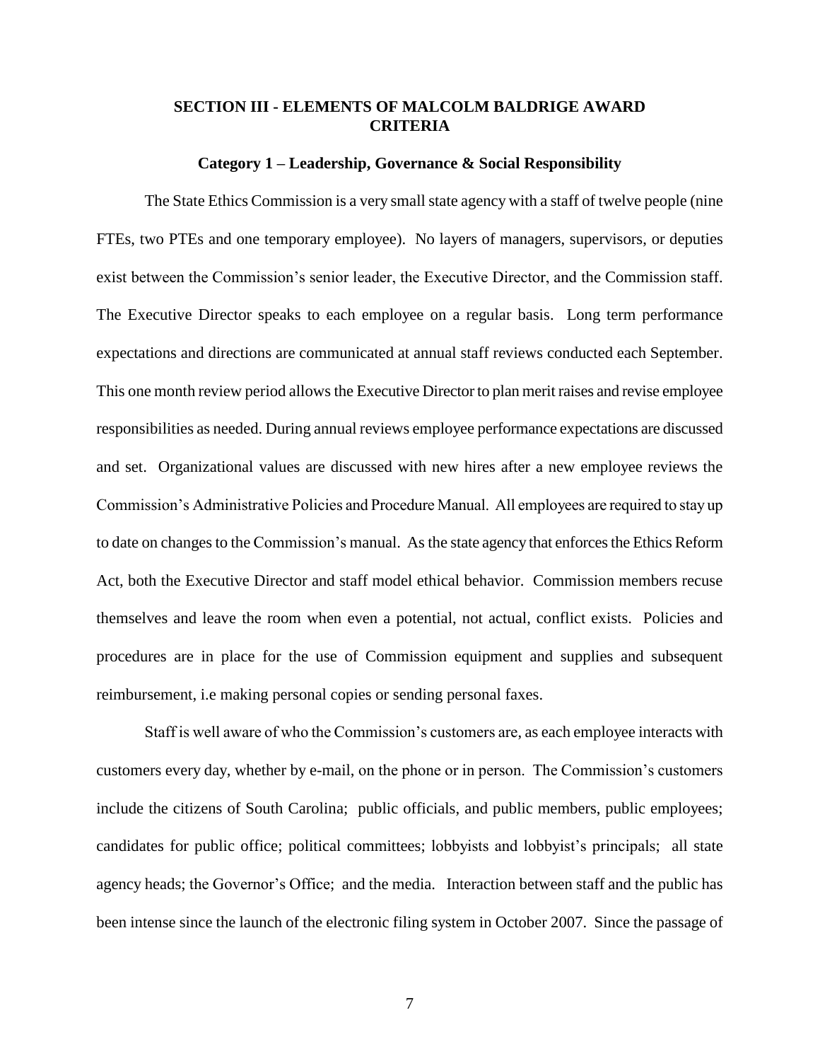## SECTION III - ELEMENTS OF MALCOLM BALDRIGE AWARD CRITERIA

### Category 1 – Leadership, Governance & Social Responsibility

The State Ethics Commission is a very small state agency with a staff of twelve people (nine FTEs, two PTEs and one temporary employee). No layers of managers, supervisors, or deputies exist between the Commission's senior leader, the Executive Director, and the Commission staff. The Executive Director speaks to each employee on a regular basis. Long term performance expectations and directions are communicated at annual staff reviews conducted each September. This one month review period allows the Executive Director to plan merit raises and revise employee responsibilities as needed. During annual reviews employee performance expectations are discussed and set. Organizational values are discussed with new hires after a new employee reviews the Commission's Administrative Policies and Procedure Manual. All employees are required to stay up to date on changes to the Commission's manual. As the state agency that enforces the Ethics Reform Act, both the Executive Director and staff model ethical behavior. Commission members recuse themselves and leave the room when even a potential, not actual, conflict exists. Policies and procedures are in place for the use of Commission equipment and supplies and subsequent reimbursement, i.e making personal copies or sending personal faxes.

Staff is well aware of who the Commission's customers are, as each employee interacts with customers every day, whether by e-mail, on the phone or in person. The Commission's customers include the citizens of South Carolina; public officials, and public members, public employees; candidates for public office; political committees; lobbyists and lobbyist's principals; all state agency heads; the Governor's Office; and the media. Interaction between staff and the public has been intense since the launch of the electronic filing system in October 2007. Since the passage of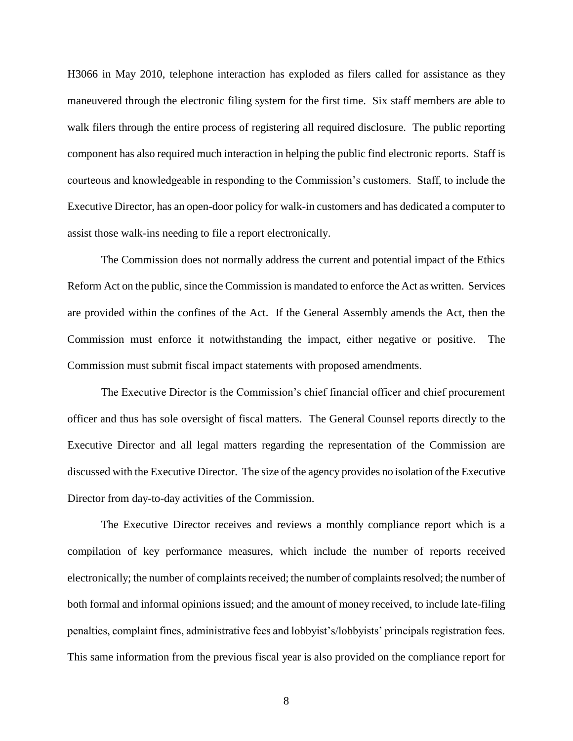H3066 in May 2010, telephone interaction has exploded as filers called for assistance as they maneuvered through the electronic filing system for the first time. Six staff members are able to walk filers through the entire process of registering all required disclosure. The public reporting component has also required much interaction in helping the public find electronic reports. Staff is courteous and knowledgeable in responding to the Commission's customers. Staff, to include the Executive Director, has an open-door policy for walk-in customers and has dedicated a computer to assist those walk-ins needing to file a report electronically.

The Commission does not normally address the current and potential impact of the Ethics Reform Act on the public, since the Commission is mandated to enforce the Act as written. Services are provided within the confines of the Act. If the General Assembly amends the Act, then the Commission must enforce it notwithstanding the impact, either negative or positive. The Commission must submit fiscal impact statements with proposed amendments.

The Executive Director is the Commission's chief financial officer and chief procurement officer and thus has sole oversight of fiscal matters. The General Counsel reports directly to the Executive Director and all legal matters regarding the representation of the Commission are discussed with the Executive Director. The size of the agency provides no isolation of the Executive Director from day-to-day activities of the Commission.

The Executive Director receives and reviews a monthly compliance report which is a compilation of key performance measures, which include the number of reports received electronically; the number of complaints received; the number of complaints resolved; the number of both formal and informal opinions issued; and the amount of money received, to include late-filing penalties, complaint fines, administrative fees and lobbyist's/lobbyists' principals registration fees. This same information from the previous fiscal year is also provided on the compliance report for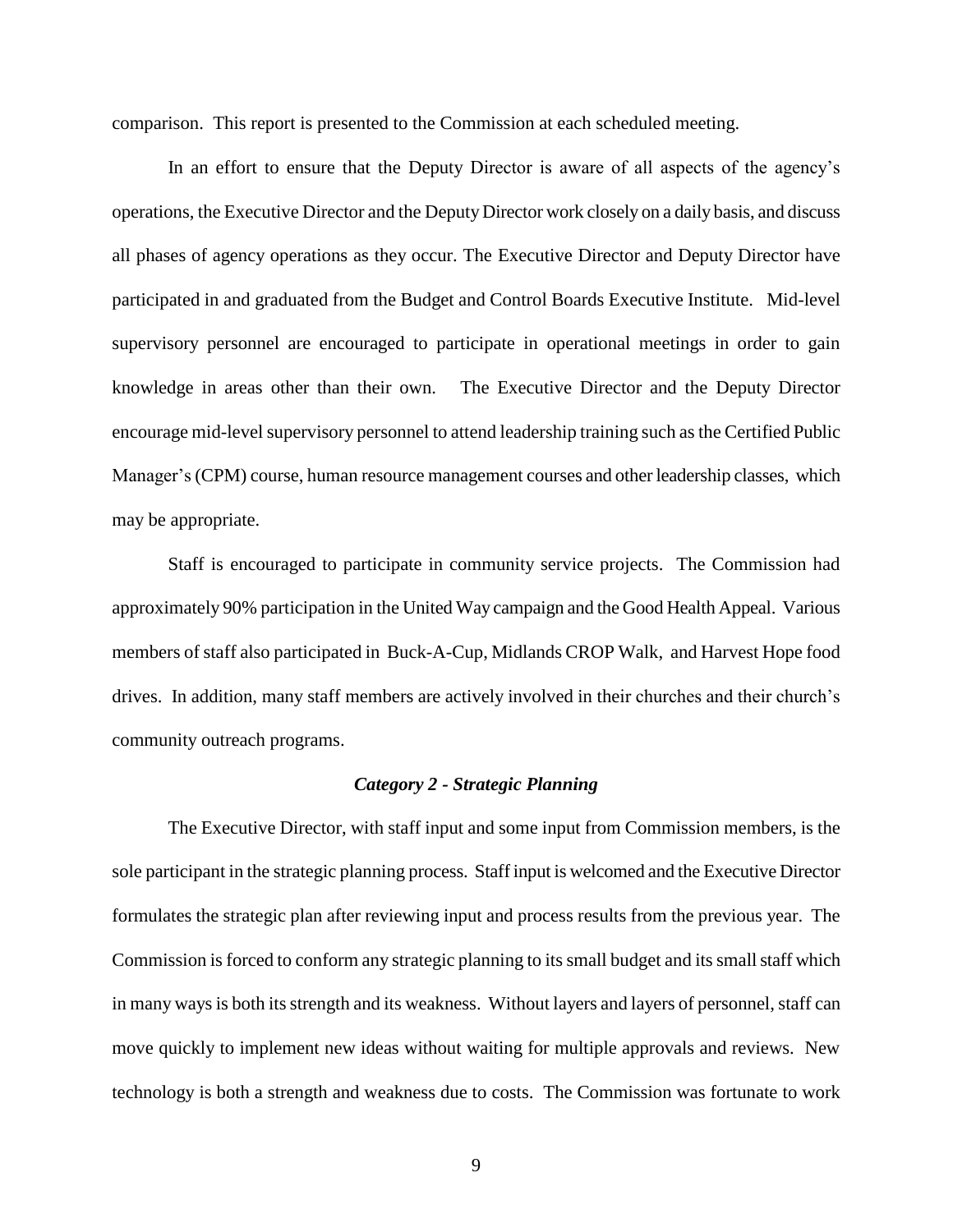comparison. This report is presented to the Commission at each scheduled meeting.

In an effort to ensure that the Deputy Director is aware of all aspects of the agency's operations, the Executive Director and the Deputy Director work closely on a daily basis, and discuss all phases of agency operations as they occur. The Executive Director and Deputy Director have participated in and graduated from the Budget and Control Boards Executive Institute. Mid-level supervisory personnel are encouraged to participate in operational meetings in order to gain knowledge in areas other than their own. The Executive Director and the Deputy Director encourage mid-level supervisory personnel to attend leadership training such as the Certified Public Manager's (CPM) course, human resource management courses and other leadership classes, which may be appropriate.

Staff is encouraged to participate in community service projects. The Commission had approximately 90% participation in the United Way campaign and the Good Health Appeal. Various members of staff also participated in Buck-A-Cup, Midlands CROP Walk, and Harvest Hope food drives. In addition, many staff members are actively involved in their churches and their church's community outreach programs.

### *Category 2 - Strategic Planning*

The Executive Director, with staff input and some input from Commission members, is the sole participant in the strategic planning process. Staff input is welcomed and the Executive Director formulates the strategic plan after reviewing input and process results from the previous year. The Commission is forced to conform any strategic planning to its small budget and its small staff which in many ways is both its strength and its weakness. Without layers and layers of personnel, staff can move quickly to implement new ideas without waiting for multiple approvals and reviews. New technology is both a strength and weakness due to costs. The Commission was fortunate to work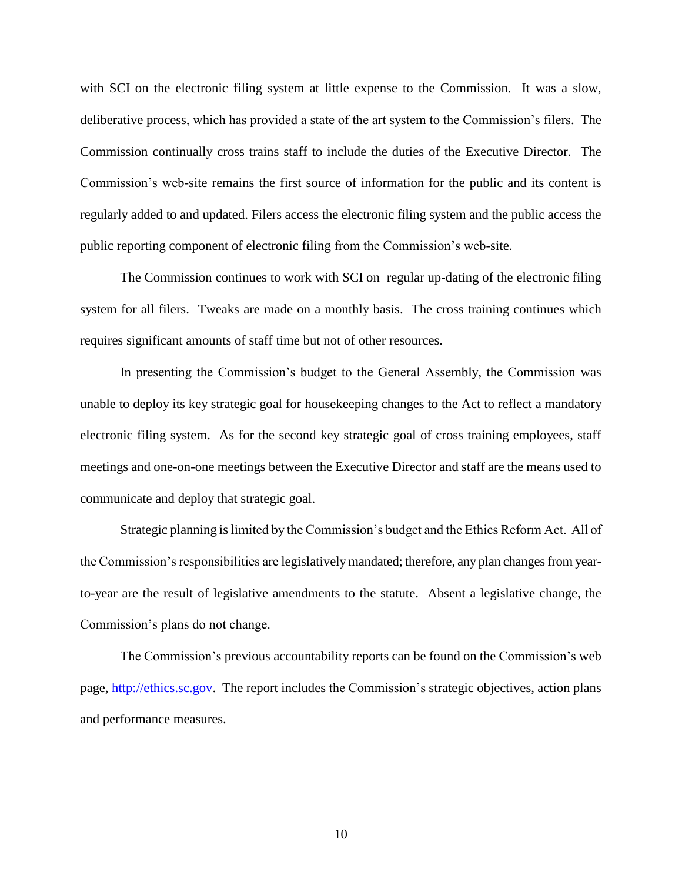with SCI on the electronic filing system at little expense to the Commission. It was a slow, deliberative process, which has provided a state of the art system to the Commission's filers. The Commission continually cross trains staff to include the duties of the Executive Director. The Commission's web-site remains the first source of information for the public and its content is regularly added to and updated. Filers access the electronic filing system and the public access the public reporting component of electronic filing from the Commission's web-site.

The Commission continues to work with SCI on regular up-dating of the electronic filing system for all filers. Tweaks are made on a monthly basis. The cross training continues which requires significant amounts of staff time but not of other resources.

In presenting the Commission's budget to the General Assembly, the Commission was unable to deploy its key strategic goal for housekeeping changes to the Act to reflect a mandatory electronic filing system. As for the second key strategic goal of cross training employees, staff meetings and one-on-one meetings between the Executive Director and staff are the means used to communicate and deploy that strategic goal.

Strategic planning is limited by the Commission's budget and the Ethics Reform Act. All of the Commission's responsibilities are legislatively mandated; therefore, any plan changes from year-to-year are the result of legislative amendments to the statute. Absent a legislative change, the Commission's plans do not change.

The Commission's previous accountability reports can be found on the Commission's web page, [http://ethics.sc.gov](http://ethics.sc.gov). The report includes the Commission's strategic objectives, action plans and performance measures.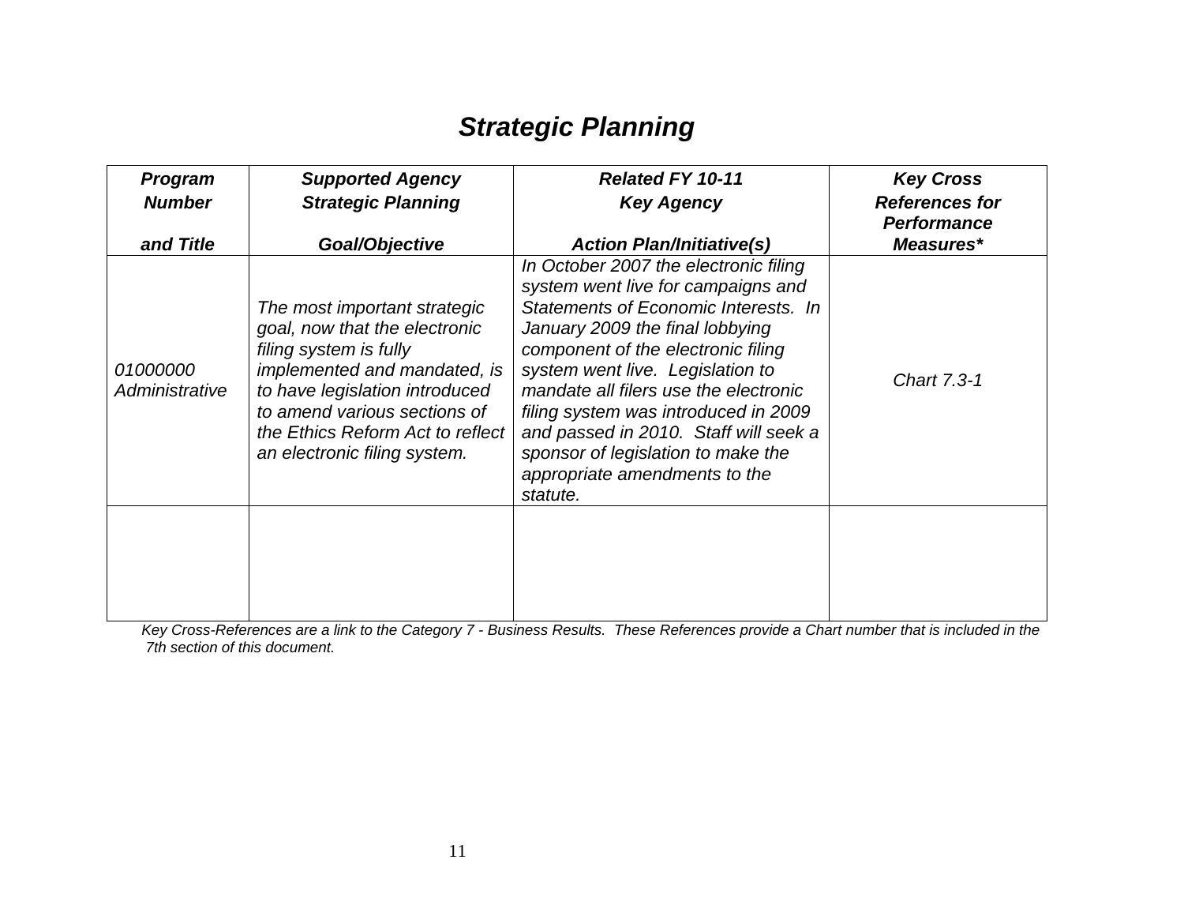# *Strategic Planning*

| ***Program Number and Title*** | ***Supported Agency Strategic Planning Goal/Objective*** | ***Related FY 10-11 Key Agency Action Plan/Initiative(s)*** | ***Key Cross References for Performance Measures**** |
|---|---|---|---|
| *01000000 Administrative* | *The most important strategic goal, now that the electronic filing system is fully implemented and mandated, is to have legislation introduced to amend various sections of the Ethics Reform Act to reflect an electronic filing system.* | *In October 2007 the electronic filing system went live for campaigns and Statements of Economic Interests. In January 2009 the final lobbying component of the electronic filing system went live. Legislation to mandate all filers use the electronic filing system was introduced in 2009 and passed in 2010. Staff will seek a sponsor of legislation to make the appropriate amendments to the statute.* | *Chart 7.3-1* |
| | | | |

*Key Cross-References are a link to the Category 7 - Business Results. These References provide a Chart number that is included in the 7th section of this document.*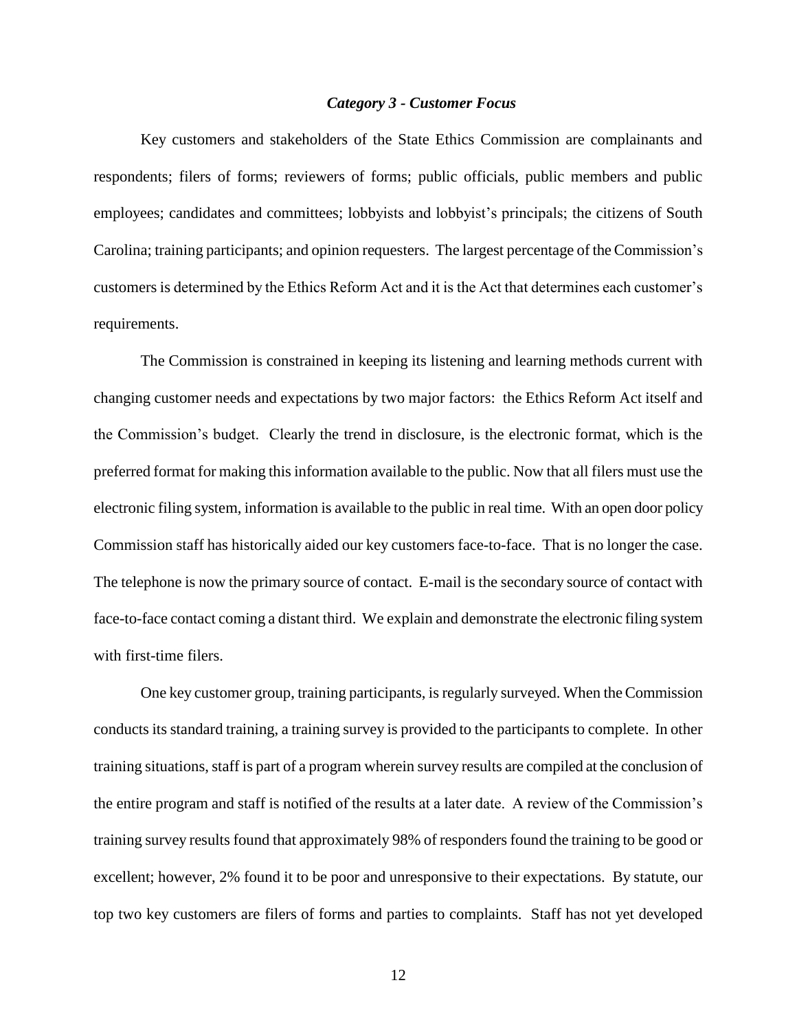### *Category 3 - Customer Focus*

Key customers and stakeholders of the State Ethics Commission are complainants and respondents; filers of forms; reviewers of forms; public officials, public members and public employees; candidates and committees; lobbyists and lobbyist's principals; the citizens of South Carolina; training participants; and opinion requesters. The largest percentage of the Commission's customers is determined by the Ethics Reform Act and it is the Act that determines each customer's requirements.

The Commission is constrained in keeping its listening and learning methods current with changing customer needs and expectations by two major factors: the Ethics Reform Act itself and the Commission's budget. Clearly the trend in disclosure, is the electronic format, which is the preferred format for making this information available to the public. Now that all filers must use the electronic filing system, information is available to the public in real time. With an open door policy Commission staff has historically aided our key customers face-to-face. That is no longer the case. The telephone is now the primary source of contact. E-mail is the secondary source of contact with face-to-face contact coming a distant third. We explain and demonstrate the electronic filing system with first-time filers.

One key customer group, training participants, is regularly surveyed. When the Commission conducts its standard training, a training survey is provided to the participants to complete. In other training situations, staff is part of a program wherein survey results are compiled at the conclusion of the entire program and staff is notified of the results at a later date. A review of the Commission's training survey results found that approximately 98% of responders found the training to be good or excellent; however, 2% found it to be poor and unresponsive to their expectations. By statute, our top two key customers are filers of forms and parties to complaints. Staff has not yet developed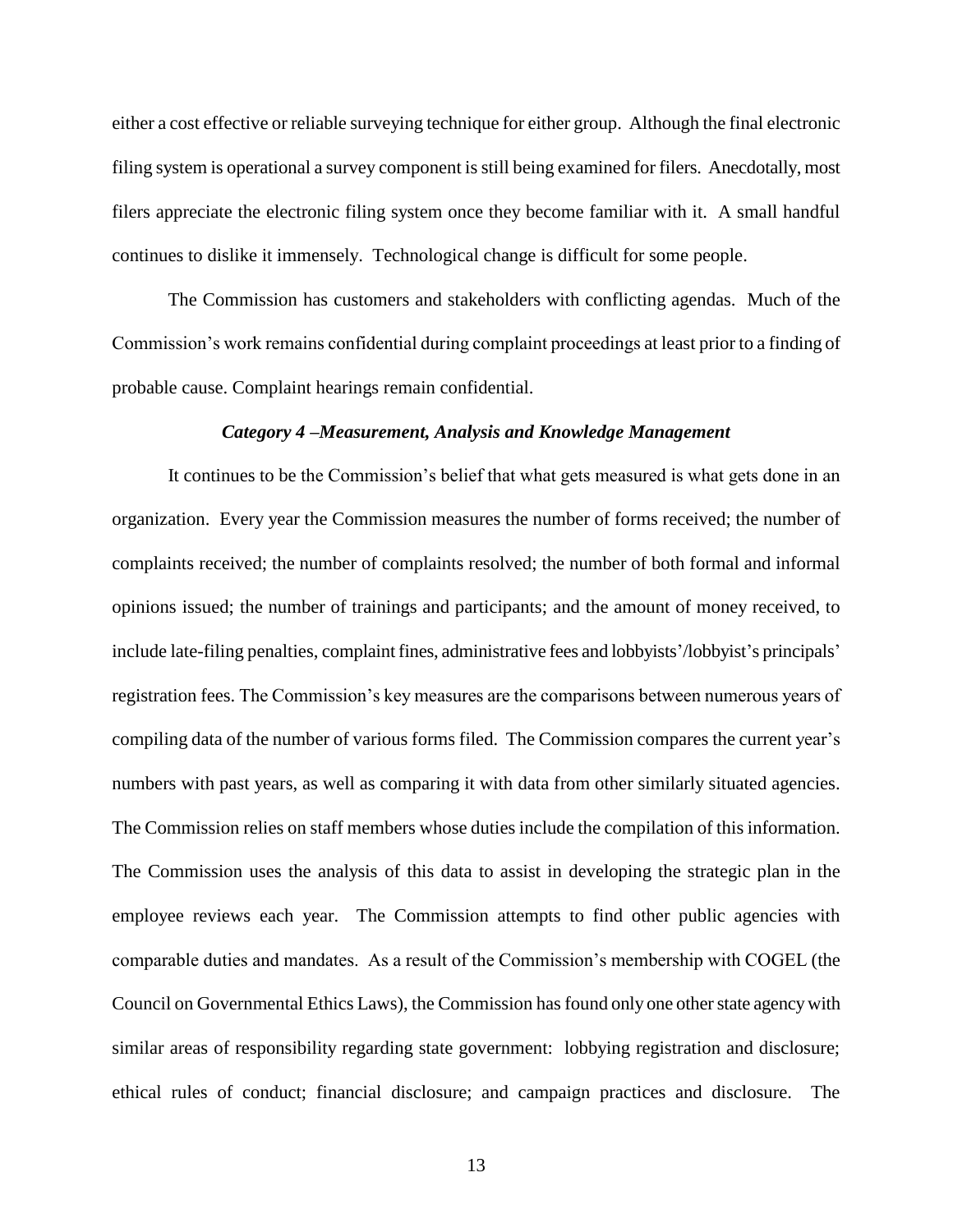either a cost effective or reliable surveying technique for either group. Although the final electronic filing system is operational a survey component is still being examined for filers. Anecdotally, most filers appreciate the electronic filing system once they become familiar with it. A small handful continues to dislike it immensely. Technological change is difficult for some people.

The Commission has customers and stakeholders with conflicting agendas. Much of the Commission's work remains confidential during complaint proceedings at least prior to a finding of probable cause. Complaint hearings remain confidential.

### *Category 4 –Measurement, Analysis and Knowledge Management*

It continues to be the Commission's belief that what gets measured is what gets done in an organization. Every year the Commission measures the number of forms received; the number of complaints received; the number of complaints resolved; the number of both formal and informal opinions issued; the number of trainings and participants; and the amount of money received, to include late-filing penalties, complaint fines, administrative fees and lobbyists'/lobbyist's principals' registration fees. The Commission's key measures are the comparisons between numerous years of compiling data of the number of various forms filed. The Commission compares the current year's numbers with past years, as well as comparing it with data from other similarly situated agencies. The Commission relies on staff members whose duties include the compilation of this information. The Commission uses the analysis of this data to assist in developing the strategic plan in the employee reviews each year. The Commission attempts to find other public agencies with comparable duties and mandates. As a result of the Commission's membership with COGEL (the Council on Governmental Ethics Laws), the Commission has found only one other state agency with similar areas of responsibility regarding state government: lobbying registration and disclosure; ethical rules of conduct; financial disclosure; and campaign practices and disclosure. The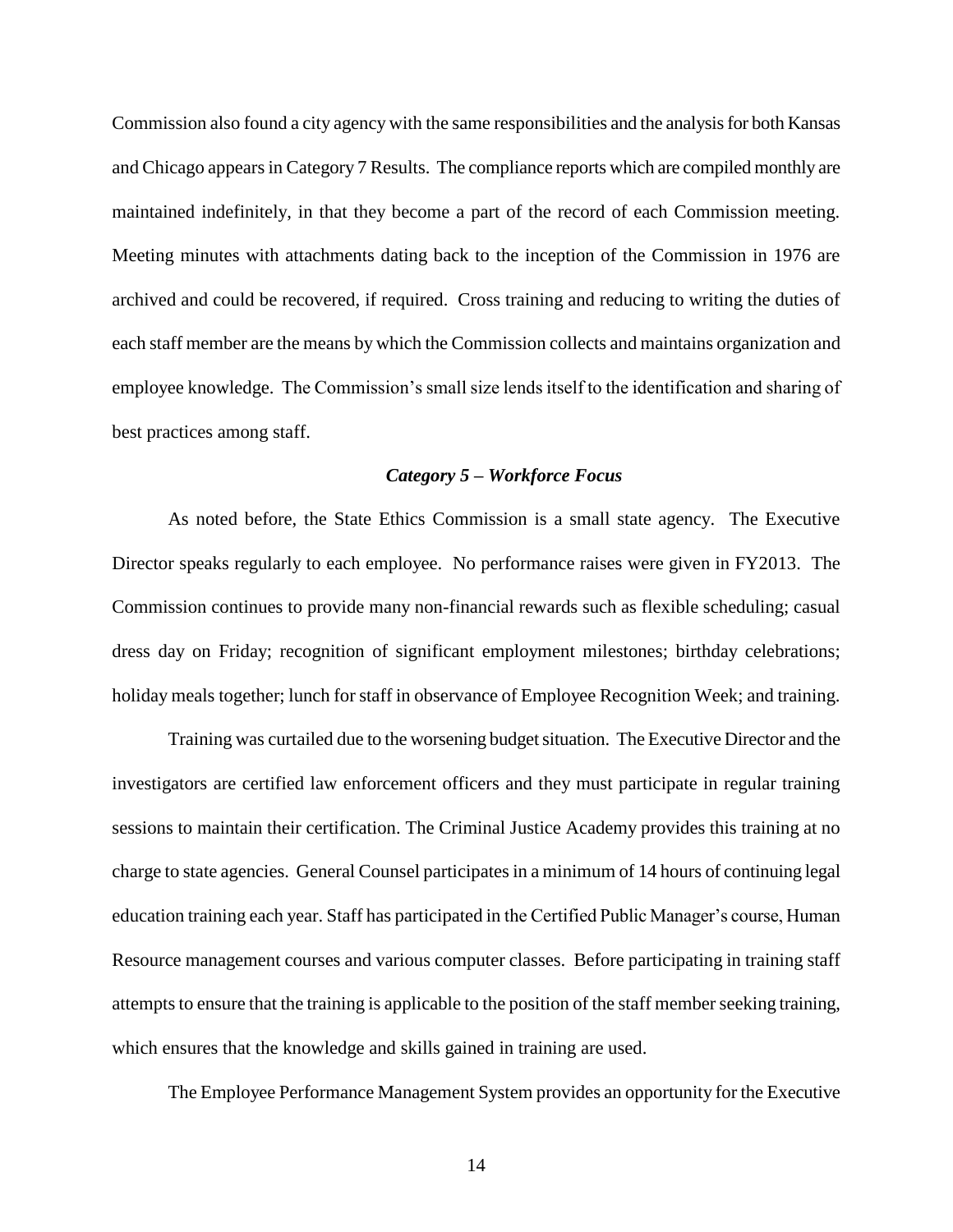Commission also found a city agency with the same responsibilities and the analysis for both Kansas and Chicago appears in Category 7 Results. The compliance reports which are compiled monthly are maintained indefinitely, in that they become a part of the record of each Commission meeting. Meeting minutes with attachments dating back to the inception of the Commission in 1976 are archived and could be recovered, if required. Cross training and reducing to writing the duties of each staff member are the means by which the Commission collects and maintains organization and employee knowledge. The Commission's small size lends itself to the identification and sharing of best practices among staff.

### *Category 5 – Workforce Focus*

As noted before, the State Ethics Commission is a small state agency. The Executive Director speaks regularly to each employee. No performance raises were given in FY2013. The Commission continues to provide many non-financial rewards such as flexible scheduling; casual dress day on Friday; recognition of significant employment milestones; birthday celebrations; holiday meals together; lunch for staff in observance of Employee Recognition Week; and training.

Training was curtailed due to the worsening budget situation. The Executive Director and the investigators are certified law enforcement officers and they must participate in regular training sessions to maintain their certification. The Criminal Justice Academy provides this training at no charge to state agencies. General Counsel participates in a minimum of 14 hours of continuing legal education training each year. Staff has participated in the Certified Public Manager's course, Human Resource management courses and various computer classes. Before participating in training staff attempts to ensure that the training is applicable to the position of the staff member seeking training, which ensures that the knowledge and skills gained in training are used.

The Employee Performance Management System provides an opportunity for the Executive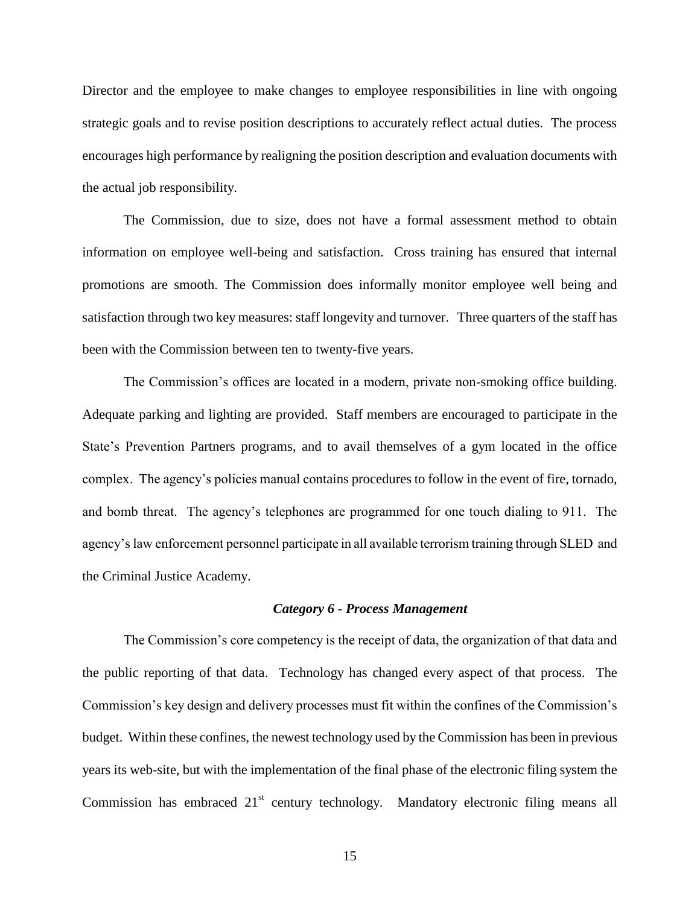Director and the employee to make changes to employee responsibilities in line with ongoing strategic goals and to revise position descriptions to accurately reflect actual duties. The process encourages high performance by realigning the position description and evaluation documents with the actual job responsibility.

The Commission, due to size, does not have a formal assessment method to obtain information on employee well-being and satisfaction. Cross training has ensured that internal promotions are smooth. The Commission does informally monitor employee well being and satisfaction through two key measures: staff longevity and turnover. Three quarters of the staff has been with the Commission between ten to twenty-five years.

The Commission's offices are located in a modern, private non-smoking office building. Adequate parking and lighting are provided. Staff members are encouraged to participate in the State's Prevention Partners programs, and to avail themselves of a gym located in the office complex. The agency's policies manual contains procedures to follow in the event of fire, tornado, and bomb threat. The agency's telephones are programmed for one touch dialing to 911. The agency's law enforcement personnel participate in all available terrorism training through SLED and the Criminal Justice Academy.

### *Category 6 - Process Management*

The Commission's core competency is the receipt of data, the organization of that data and the public reporting of that data. Technology has changed every aspect of that process. The Commission's key design and delivery processes must fit within the confines of the Commission's budget. Within these confines, the newest technology used by the Commission has been in previous years its web-site, but with the implementation of the final phase of the electronic filing system the Commission has embraced 21st century technology. Mandatory electronic filing means all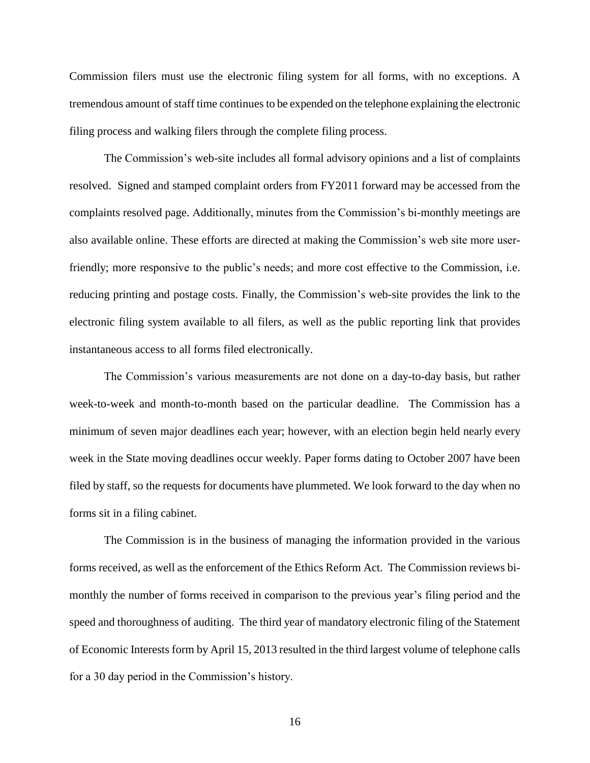Commission filers must use the electronic filing system for all forms, with no exceptions. A tremendous amount of staff time continues to be expended on the telephone explaining the electronic filing process and walking filers through the complete filing process.

The Commission's web-site includes all formal advisory opinions and a list of complaints resolved. Signed and stamped complaint orders from FY2011 forward may be accessed from the complaints resolved page. Additionally, minutes from the Commission's bi-monthly meetings are also available online. These efforts are directed at making the Commission's web site more user-friendly; more responsive to the public's needs; and more cost effective to the Commission, i.e. reducing printing and postage costs. Finally, the Commission's web-site provides the link to the electronic filing system available to all filers, as well as the public reporting link that provides instantaneous access to all forms filed electronically.

The Commission's various measurements are not done on a day-to-day basis, but rather week-to-week and month-to-month based on the particular deadline. The Commission has a minimum of seven major deadlines each year; however, with an election begin held nearly every week in the State moving deadlines occur weekly. Paper forms dating to October 2007 have been filed by staff, so the requests for documents have plummeted. We look forward to the day when no forms sit in a filing cabinet.

The Commission is in the business of managing the information provided in the various forms received, as well as the enforcement of the Ethics Reform Act. The Commission reviews bi-monthly the number of forms received in comparison to the previous year's filing period and the speed and thoroughness of auditing. The third year of mandatory electronic filing of the Statement of Economic Interests form by April 15, 2013 resulted in the third largest volume of telephone calls for a 30 day period in the Commission's history.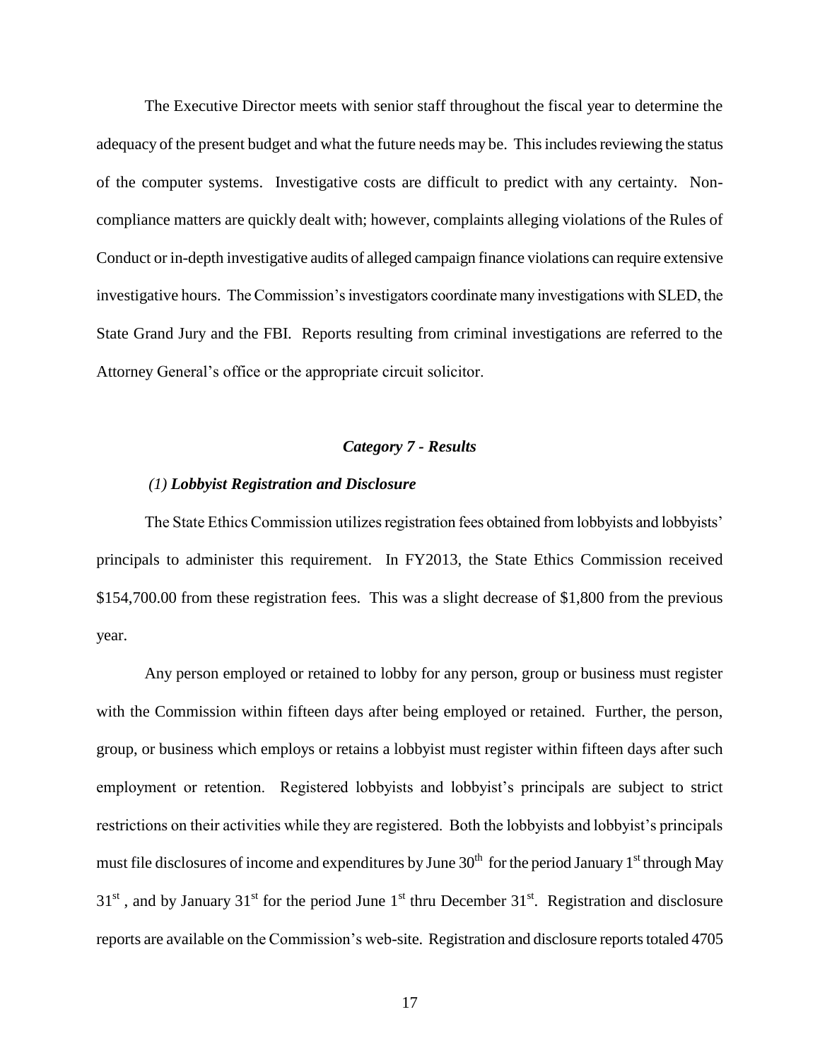The Executive Director meets with senior staff throughout the fiscal year to determine the adequacy of the present budget and what the future needs may be. This includes reviewing the status of the computer systems. Investigative costs are difficult to predict with any certainty. Non-compliance matters are quickly dealt with; however, complaints alleging violations of the Rules of Conduct or in-depth investigative audits of alleged campaign finance violations can require extensive investigative hours. The Commission's investigators coordinate many investigations with SLED, the State Grand Jury and the FBI. Reports resulting from criminal investigations are referred to the Attorney General's office or the appropriate circuit solicitor.

## *Category 7 - Results*

### *(1) Lobbyist Registration and Disclosure*

The State Ethics Commission utilizes registration fees obtained from lobbyists and lobbyists' principals to administer this requirement. In FY2013, the State Ethics Commission received \$154,700.00 from these registration fees. This was a slight decrease of \$1,800 from the previous year.

Any person employed or retained to lobby for any person, group or business must register with the Commission within fifteen days after being employed or retained. Further, the person, group, or business which employs or retains a lobbyist must register within fifteen days after such employment or retention. Registered lobbyists and lobbyist's principals are subject to strict restrictions on their activities while they are registered. Both the lobbyists and lobbyist's principals must file disclosures of income and expenditures by June 30th for the period January 1st through May 31st, and by January 31st for the period June 1st thru December 31st. Registration and disclosure reports are available on the Commission's web-site. Registration and disclosure reports totaled 4705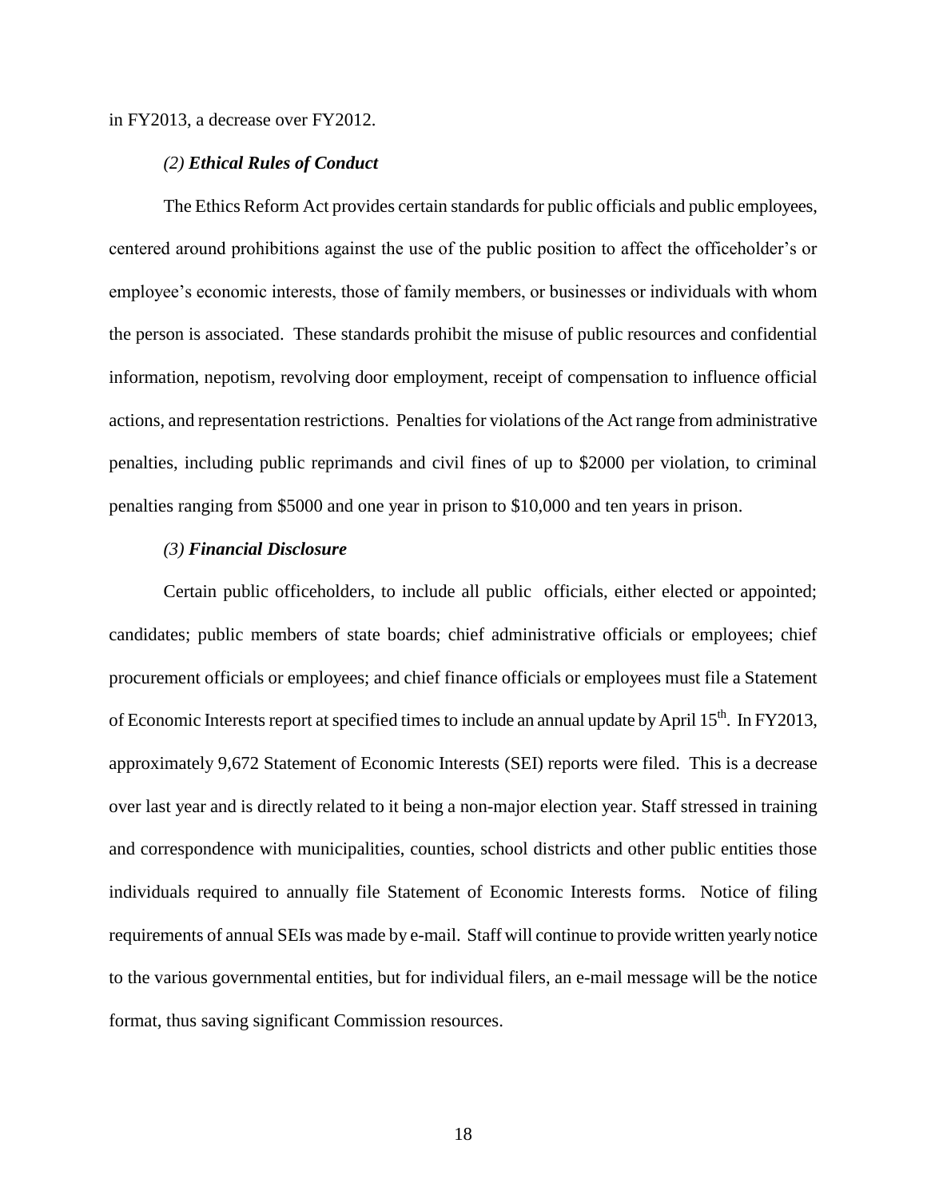in FY2013, a decrease over FY2012.

*(2)* ***Ethical Rules of Conduct***

The Ethics Reform Act provides certain standards for public officials and public employees, centered around prohibitions against the use of the public position to affect the officeholder's or employee's economic interests, those of family members, or businesses or individuals with whom the person is associated. These standards prohibit the misuse of public resources and confidential information, nepotism, revolving door employment, receipt of compensation to influence official actions, and representation restrictions. Penalties for violations of the Act range from administrative penalties, including public reprimands and civil fines of up to \$2000 per violation, to criminal penalties ranging from \$5000 and one year in prison to \$10,000 and ten years in prison.

*(3)* ***Financial Disclosure***

Certain public officeholders, to include all public officials, either elected or appointed; candidates; public members of state boards; chief administrative officials or employees; chief procurement officials or employees; and chief finance officials or employees must file a Statement of Economic Interests report at specified times to include an annual update by April 15th. In FY2013, approximately 9,672 Statement of Economic Interests (SEI) reports were filed. This is a decrease over last year and is directly related to it being a non-major election year. Staff stressed in training and correspondence with municipalities, counties, school districts and other public entities those individuals required to annually file Statement of Economic Interests forms. Notice of filing requirements of annual SEIs was made by e-mail. Staff will continue to provide written yearly notice to the various governmental entities, but for individual filers, an e-mail message will be the notice format, thus saving significant Commission resources.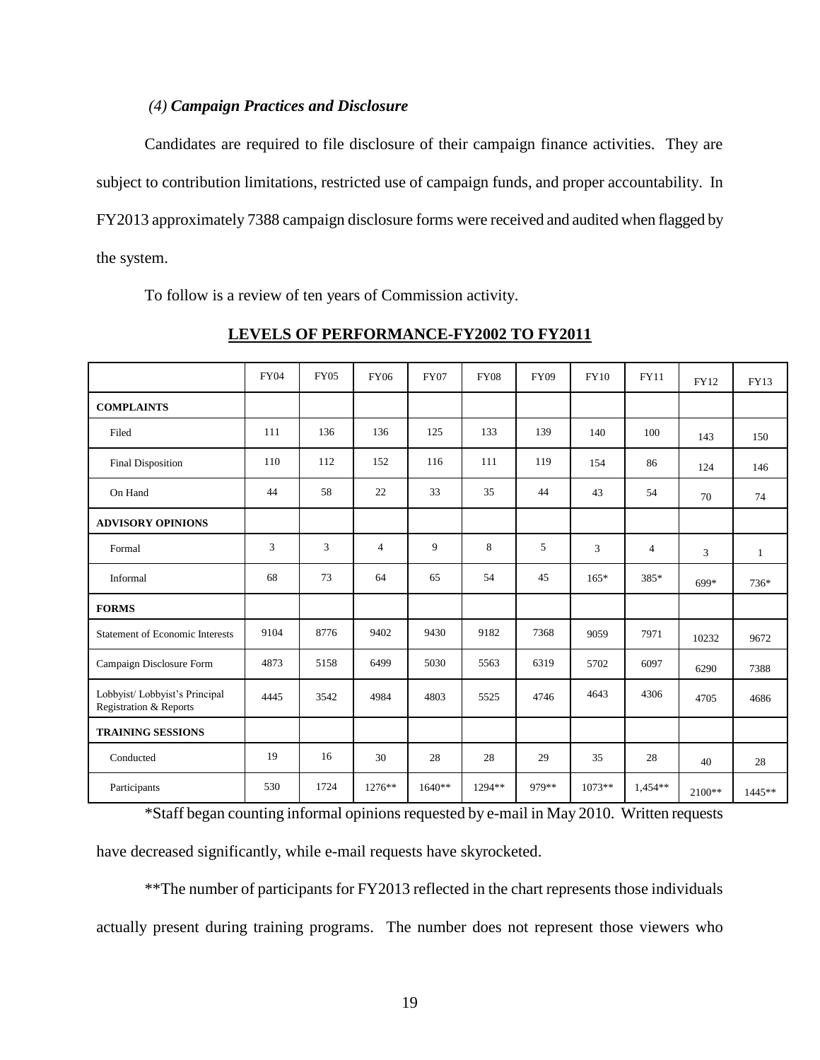### *(4) Campaign Practices and Disclosure*

Candidates are required to file disclosure of their campaign finance activities. They are subject to contribution limitations, restricted use of campaign funds, and proper accountability. In FY2013 approximately 7388 campaign disclosure forms were received and audited when flagged by the system.

To follow is a review of ten years of Commission activity.

**LEVELS OF PERFORMANCE-FY2002 TO FY2011**

| | FY04 | FY05 | FY06 | FY07 | FY08 | FY09 | FY10 | FY11 | FY12 | FY13 |
|---|---|---|---|---|---|---|---|---|---|---|
| **COMPLAINTS** | | | | | | | | | | |
| Filed | 111 | 136 | 136 | 125 | 133 | 139 | 140 | 100 | 143 | 150 |
| Final Disposition | 110 | 112 | 152 | 116 | 111 | 119 | 154 | 86 | 124 | 146 |
| On Hand | 44 | 58 | 22 | 33 | 35 | 44 | 43 | 54 | 70 | 74 |
| **ADVISORY OPINIONS** | | | | | | | | | | |
| Formal | 3 | 3 | 4 | 9 | 8 | 5 | 3 | 4 | 3 | 1 |
| Informal | 68 | 73 | 64 | 65 | 54 | 45 | 165* | 385* | 699* | 736* |
| **FORMS** | | | | | | | | | | |
| Statement of Economic Interests | 9104 | 8776 | 9402 | 9430 | 9182 | 7368 | 9059 | 7971 | 10232 | 9672 |
| Campaign Disclosure Form | 4873 | 5158 | 6499 | 5030 | 5563 | 6319 | 5702 | 6097 | 6290 | 7388 |
| Lobbyist/ Lobbyist's Principal Registration & Reports | 4445 | 3542 | 4984 | 4803 | 5525 | 4746 | 4643 | 4306 | 4705 | 4686 |
| **TRAINING SESSIONS** | | | | | | | | | | |
| Conducted | 19 | 16 | 30 | 28 | 28 | 29 | 35 | 28 | 40 | 28 |
| Participants | 530 | 1724 | 1276** | 1640** | 1294** | 979** | 1073** | 1,454** | 2100** | 1445** |

*Staff began counting informal opinions requested by e-mail in May 2010. Written requests have decreased significantly, while e-mail requests have skyrocketed.

**The number of participants for FY2013 reflected in the chart represents those individuals actually present during training programs. The number does not represent those viewers who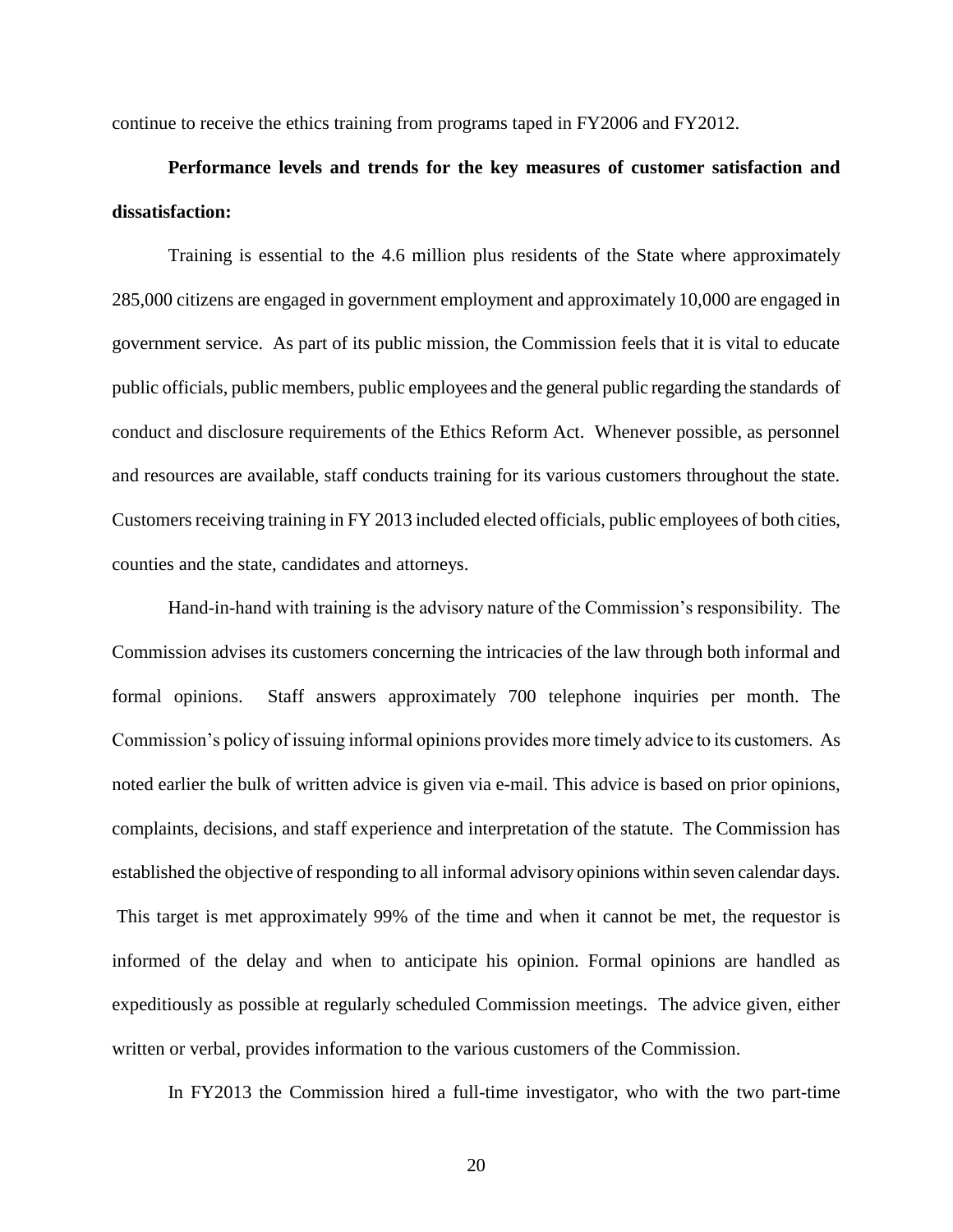continue to receive the ethics training from programs taped in FY2006 and FY2012.

**Performance levels and trends for the key measures of customer satisfaction and dissatisfaction:**

Training is essential to the 4.6 million plus residents of the State where approximately 285,000 citizens are engaged in government employment and approximately 10,000 are engaged in government service. As part of its public mission, the Commission feels that it is vital to educate public officials, public members, public employees and the general public regarding the standards of conduct and disclosure requirements of the Ethics Reform Act. Whenever possible, as personnel and resources are available, staff conducts training for its various customers throughout the state. Customers receiving training in FY 2013 included elected officials, public employees of both cities, counties and the state, candidates and attorneys.

Hand-in-hand with training is the advisory nature of the Commission's responsibility. The Commission advises its customers concerning the intricacies of the law through both informal and formal opinions. Staff answers approximately 700 telephone inquiries per month. The Commission's policy of issuing informal opinions provides more timely advice to its customers. As noted earlier the bulk of written advice is given via e-mail. This advice is based on prior opinions, complaints, decisions, and staff experience and interpretation of the statute. The Commission has established the objective of responding to all informal advisory opinions within seven calendar days. This target is met approximately 99% of the time and when it cannot be met, the requestor is informed of the delay and when to anticipate his opinion. Formal opinions are handled as expeditiously as possible at regularly scheduled Commission meetings. The advice given, either written or verbal, provides information to the various customers of the Commission.

In FY2013 the Commission hired a full-time investigator, who with the two part-time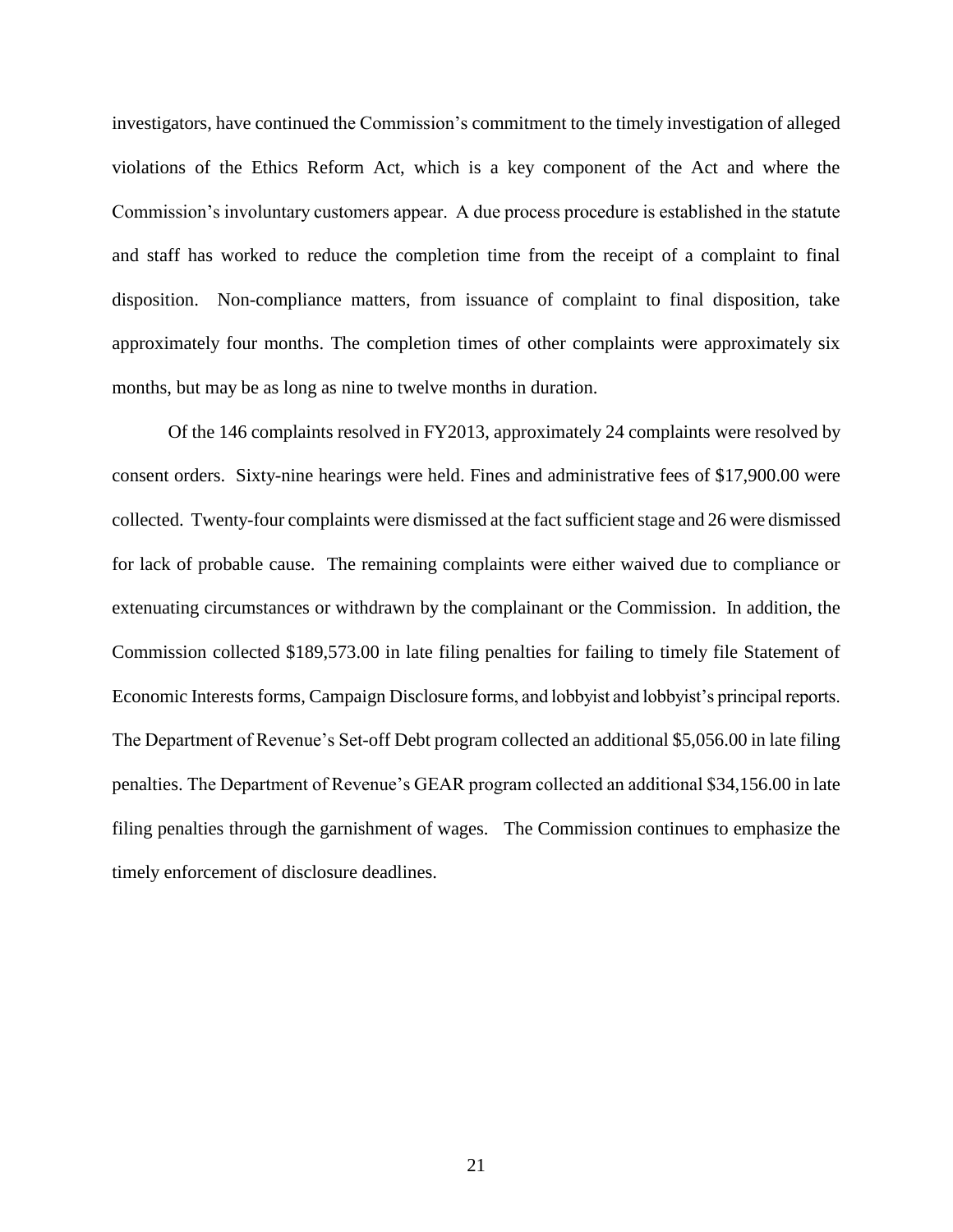investigators, have continued the Commission's commitment to the timely investigation of alleged violations of the Ethics Reform Act, which is a key component of the Act and where the Commission's involuntary customers appear. A due process procedure is established in the statute and staff has worked to reduce the completion time from the receipt of a complaint to final disposition. Non-compliance matters, from issuance of complaint to final disposition, take approximately four months. The completion times of other complaints were approximately six months, but may be as long as nine to twelve months in duration.

Of the 146 complaints resolved in FY2013, approximately 24 complaints were resolved by consent orders. Sixty-nine hearings were held. Fines and administrative fees of $17,900.00 were collected. Twenty-four complaints were dismissed at the fact sufficient stage and 26 were dismissed for lack of probable cause. The remaining complaints were either waived due to compliance or extenuating circumstances or withdrawn by the complainant or the Commission. In addition, the Commission collected $189,573.00 in late filing penalties for failing to timely file Statement of Economic Interests forms, Campaign Disclosure forms, and lobbyist and lobbyist's principal reports. The Department of Revenue's Set-off Debt program collected an additional $5,056.00 in late filing penalties. The Department of Revenue's GEAR program collected an additional $34,156.00 in late filing penalties through the garnishment of wages. The Commission continues to emphasize the timely enforcement of disclosure deadlines.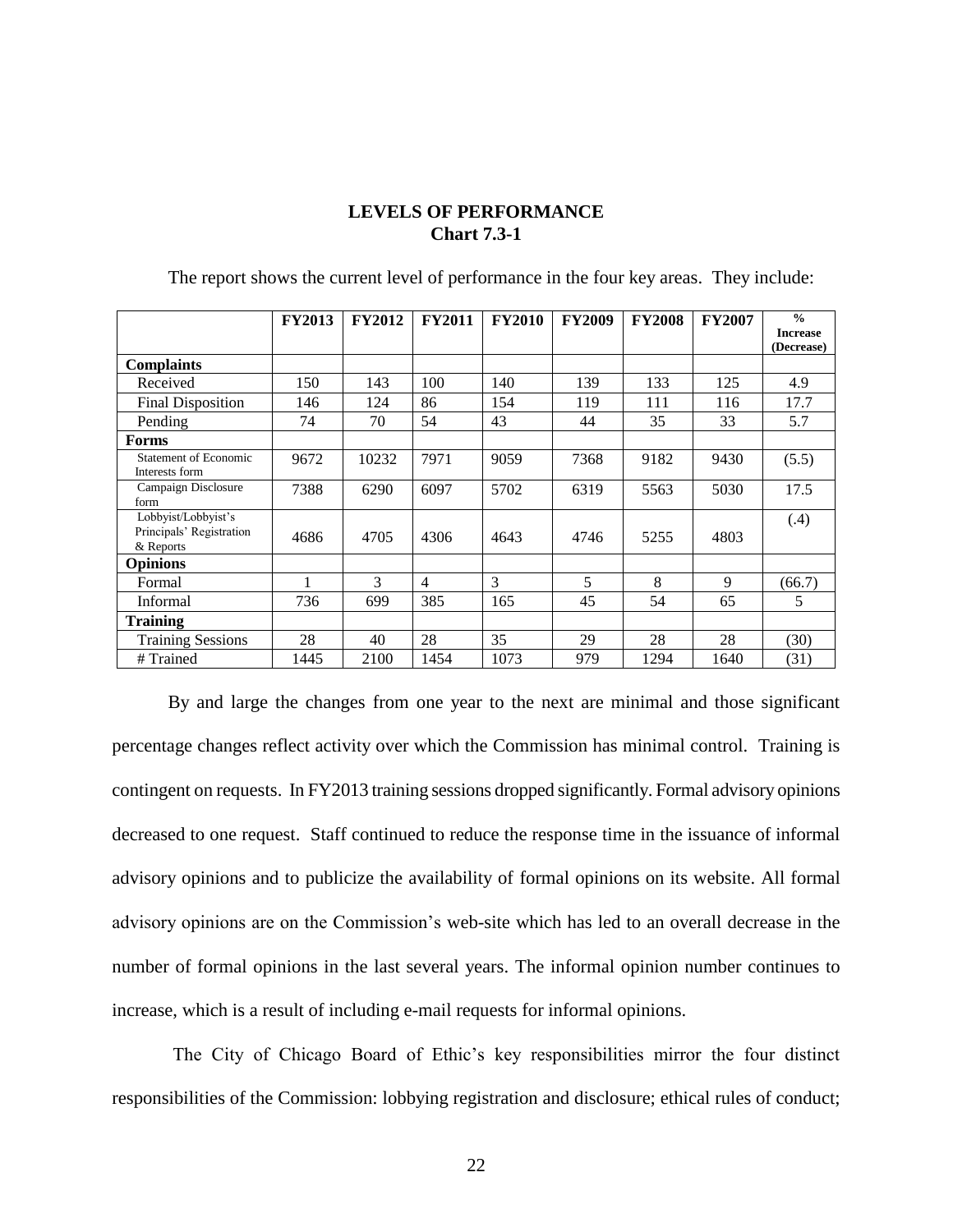**LEVELS OF PERFORMANCE**
**Chart 7.3-1**

The report shows the current level of performance in the four key areas. They include:

| | FY2013 | FY2012 | FY2011 | FY2010 | FY2009 | FY2008 | FY2007 | % Increase (Decrease) |
|---|---|---|---|---|---|---|---|---|
| **Complaints** | | | | | | | | |
| Received | 150 | 143 | 100 | 140 | 139 | 133 | 125 | 4.9 |
| Final Disposition | 146 | 124 | 86 | 154 | 119 | 111 | 116 | 17.7 |
| Pending | 74 | 70 | 54 | 43 | 44 | 35 | 33 | 5.7 |
| **Forms** | | | | | | | | |
| Statement of Economic Interests form | 9672 | 10232 | 7971 | 9059 | 7368 | 9182 | 9430 | (5.5) |
| Campaign Disclosure form | 7388 | 6290 | 6097 | 5702 | 6319 | 5563 | 5030 | 17.5 |
| Lobbyist/Lobbyist's Principals' Registration & Reports | 4686 | 4705 | 4306 | 4643 | 4746 | 5255 | 4803 | (.4) |
| **Opinions** | | | | | | | | |
| Formal | 1 | 3 | 4 | 3 | 5 | 8 | 9 | (66.7) |
| Informal | 736 | 699 | 385 | 165 | 45 | 54 | 65 | 5 |
| **Training** | | | | | | | | |
| Training Sessions | 28 | 40 | 28 | 35 | 29 | 28 | 28 | (30) |
| # Trained | 1445 | 2100 | 1454 | 1073 | 979 | 1294 | 1640 | (31) |

By and large the changes from one year to the next are minimal and those significant percentage changes reflect activity over which the Commission has minimal control. Training is contingent on requests. In FY2013 training sessions dropped significantly. Formal advisory opinions decreased to one request. Staff continued to reduce the response time in the issuance of informal advisory opinions and to publicize the availability of formal opinions on its website. All formal advisory opinions are on the Commission's web-site which has led to an overall decrease in the number of formal opinions in the last several years. The informal opinion number continues to increase, which is a result of including e-mail requests for informal opinions.

The City of Chicago Board of Ethic's key responsibilities mirror the four distinct responsibilities of the Commission: lobbying registration and disclosure; ethical rules of conduct;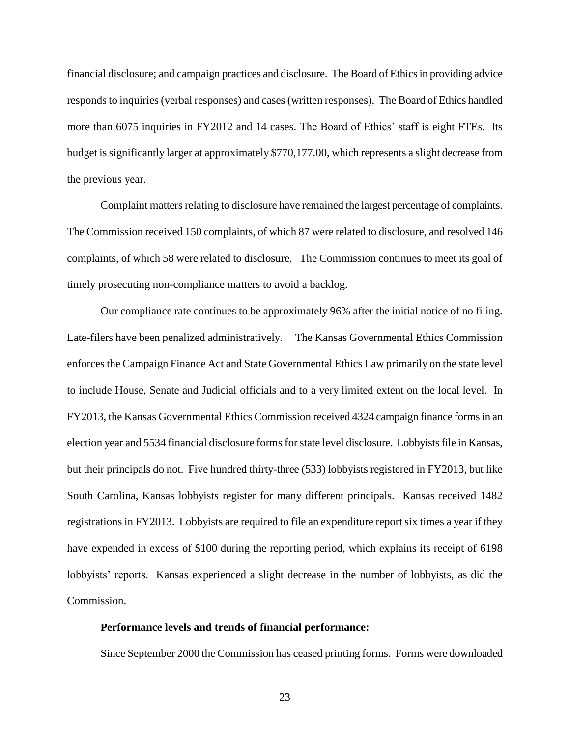financial disclosure; and campaign practices and disclosure. The Board of Ethics in providing advice responds to inquiries (verbal responses) and cases (written responses). The Board of Ethics handled more than 6075 inquiries in FY2012 and 14 cases. The Board of Ethics' staff is eight FTEs. Its budget is significantly larger at approximately $770,177.00, which represents a slight decrease from the previous year.

Complaint matters relating to disclosure have remained the largest percentage of complaints. The Commission received 150 complaints, of which 87 were related to disclosure, and resolved 146 complaints, of which 58 were related to disclosure. The Commission continues to meet its goal of timely prosecuting non-compliance matters to avoid a backlog.

Our compliance rate continues to be approximately 96% after the initial notice of no filing. Late-filers have been penalized administratively. The Kansas Governmental Ethics Commission enforces the Campaign Finance Act and State Governmental Ethics Law primarily on the state level to include House, Senate and Judicial officials and to a very limited extent on the local level. In FY2013, the Kansas Governmental Ethics Commission received 4324 campaign finance forms in an election year and 5534 financial disclosure forms for state level disclosure. Lobbyists file in Kansas, but their principals do not. Five hundred thirty-three (533) lobbyists registered in FY2013, but like South Carolina, Kansas lobbyists register for many different principals. Kansas received 1482 registrations in FY2013. Lobbyists are required to file an expenditure report six times a year if they have expended in excess of $100 during the reporting period, which explains its receipt of 6198 lobbyists' reports. Kansas experienced a slight decrease in the number of lobbyists, as did the Commission.

**Performance levels and trends of financial performance:**

Since September 2000 the Commission has ceased printing forms. Forms were downloaded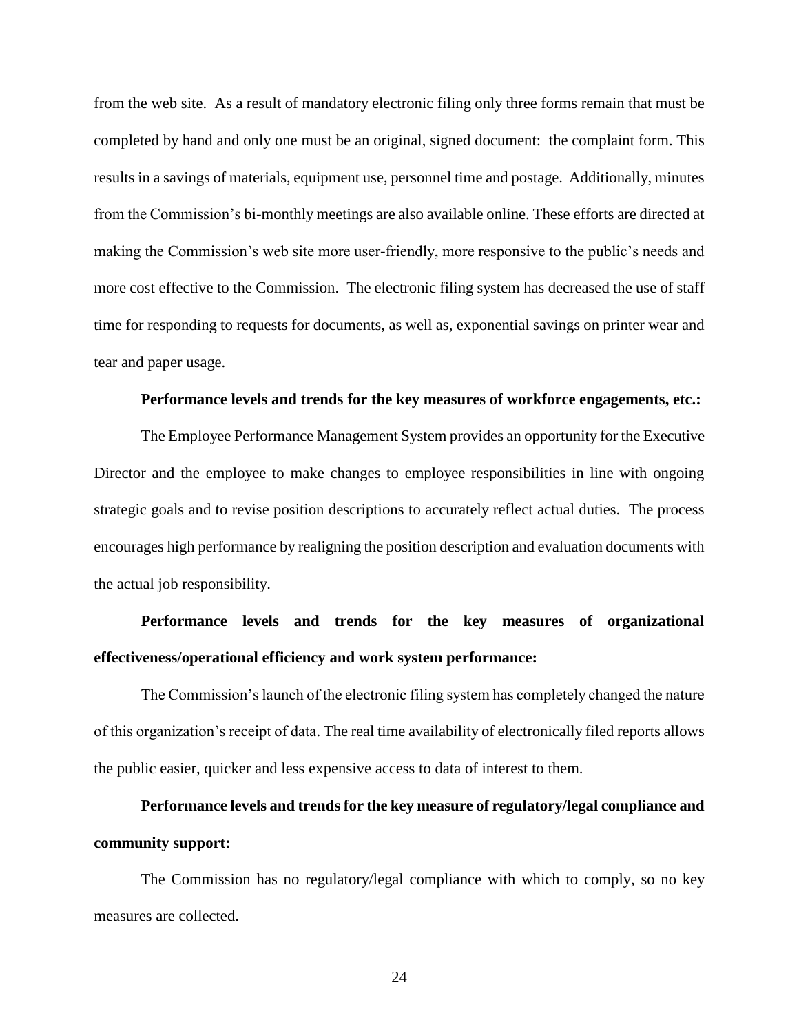from the web site. As a result of mandatory electronic filing only three forms remain that must be completed by hand and only one must be an original, signed document: the complaint form. This results in a savings of materials, equipment use, personnel time and postage. Additionally, minutes from the Commission's bi-monthly meetings are also available online. These efforts are directed at making the Commission's web site more user-friendly, more responsive to the public's needs and more cost effective to the Commission. The electronic filing system has decreased the use of staff time for responding to requests for documents, as well as, exponential savings on printer wear and tear and paper usage.

**Performance levels and trends for the key measures of workforce engagements, etc.:**

The Employee Performance Management System provides an opportunity for the Executive Director and the employee to make changes to employee responsibilities in line with ongoing strategic goals and to revise position descriptions to accurately reflect actual duties. The process encourages high performance by realigning the position description and evaluation documents with the actual job responsibility.

**Performance levels and trends for the key measures of organizational effectiveness/operational efficiency and work system performance:**

The Commission's launch of the electronic filing system has completely changed the nature of this organization's receipt of data. The real time availability of electronically filed reports allows the public easier, quicker and less expensive access to data of interest to them.

**Performance levels and trends for the key measure of regulatory/legal compliance and community support:**

The Commission has no regulatory/legal compliance with which to comply, so no key measures are collected.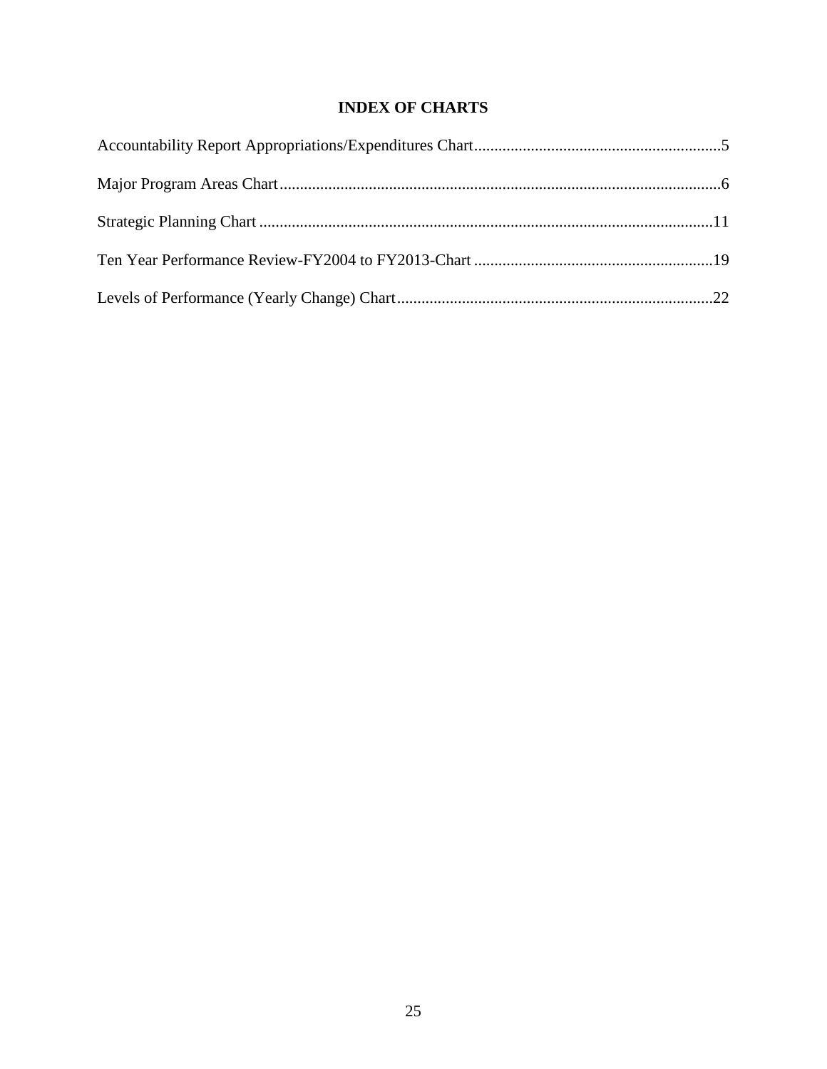## INDEX OF CHARTS

Accountability Report Appropriations/Expenditures Chart.............................................................5

Major Program Areas Chart.............................................................................................................6

Strategic Planning Chart ...............................................................................................................11

Ten Year Performance Review-FY2004 to FY2013-Chart ...........................................................19

Levels of Performance (Yearly Change) Chart.............................................................................22